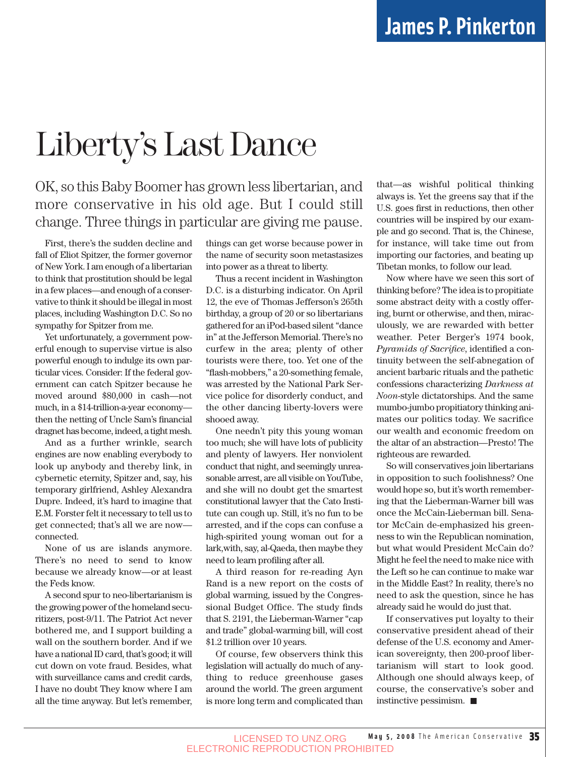James P. Pinkerton

# Liberty's Last Dance

OK, so this Baby Boomer has grown less libertarian, and more conservative in his old age. But I could still change. Three things in particular are giving me pause.

First, there's the sudden decline and fall of Eliot Spitzer, the former governor of New York. I am enough of a libertarian to think that prostitution should be legal in a few places—and enough of a conservative to think it should be illegal in most places, including Washington D.C. So no sympathy for Spitzer from me.

Yet unfortunately, a government powerful enough to supervise virtue is also powerful enough to indulge its own particular vices. Consider: If the federal government can catch Spitzer because he moved around $80,000 in cash—not much, in a $14-trillion-a-year economy—then the netting of Uncle Sam's financial dragnet has become, indeed, a tight mesh.

And as a further wrinkle, search engines are now enabling everybody to look up anybody and thereby link, in cybernetic eternity, Spitzer and, say, his temporary girlfriend, Ashley Alexandra Dupre. Indeed, it's hard to imagine that E.M. Forster felt it necessary to tell us to get connected; that's all we are now—connected.

None of us are islands anymore. There's no need to send to know because we already know—or at least the Feds know.

A second spur to neo-libertarianism is the growing power of the homeland securitizers, post-9/11. The Patriot Act never bothered me, and I support building a wall on the southern border. And if we have a national ID card, that's good; it will cut down on vote fraud. Besides, what with surveillance cams and credit cards, I have no doubt They know where I am all the time anyway. But let's remember, things can get worse because power in the name of security soon metastasizes into power as a threat to liberty.

Thus a recent incident in Washington D.C. is a disturbing indicator. On April 12, the eve of Thomas Jefferson's 265th birthday, a group of 20 or so libertarians gathered for an iPod-based silent "dance in" at the Jefferson Memorial. There's no curfew in the area; plenty of other tourists were there, too. Yet one of the "flash-mobbers," a 20-something female, was arrested by the National Park Service police for disorderly conduct, and the other dancing liberty-lovers were shooed away.

One needn't pity this young woman too much; she will have lots of publicity and plenty of lawyers. Her nonviolent conduct that night, and seemingly unreasonable arrest, are all visible on YouTube, and she will no doubt get the smartest constitutional lawyer that the Cato Institute can cough up. Still, it's no fun to be arrested, and if the cops can confuse a high-spirited young woman out for a lark,with, say, al-Qaeda, then maybe they need to learn profiling after all.

A third reason for re-reading Ayn Rand is a new report on the costs of global warming, issued by the Congressional Budget Office. The study finds that S. 2191, the Lieberman-Warner "cap and trade" global-warming bill, will cost $1.2 trillion over 10 years.

Of course, few observers think this legislation will actually do much of anything to reduce greenhouse gases around the world. The green argument is more long term and complicated than that—as wishful political thinking always is. Yet the greens say that if the U.S. goes first in reductions, then other countries will be inspired by our example and go second. That is, the Chinese, for instance, will take time out from importing our factories, and beating up Tibetan monks, to follow our lead.

Now where have we seen this sort of thinking before? The idea is to propitiate some abstract deity with a costly offering, burnt or otherwise, and then, miraculously, we are rewarded with better weather. Peter Berger's 1974 book, *Pyramids of Sacrifice*, identified a continuity between the self-abnegation of ancient barbaric rituals and the pathetic confessions characterizing *Darkness at Noon*-style dictatorships. And the same mumbo-jumbo propitiatory thinking animates our politics today. We sacrifice our wealth and economic freedom on the altar of an abstraction—Presto! The righteous are rewarded.

So will conservatives join libertarians in opposition to such foolishness? One would hope so, but it's worth remembering that the Lieberman-Warner bill was once the McCain-Lieberman bill. Senator McCain de-emphasized his greenness to win the Republican nomination, but what would President McCain do? Might he feel the need to make nice with the Left so he can continue to make war in the Middle East? In reality, there's no need to ask the question, since he has already said he would do just that.

If conservatives put loyalty to their conservative president ahead of their defense of the U.S. economy and American sovereignty, then 200-proof libertarianism will start to look good. Although one should always keep, of course, the conservative's sober and instinctive pessimism. ■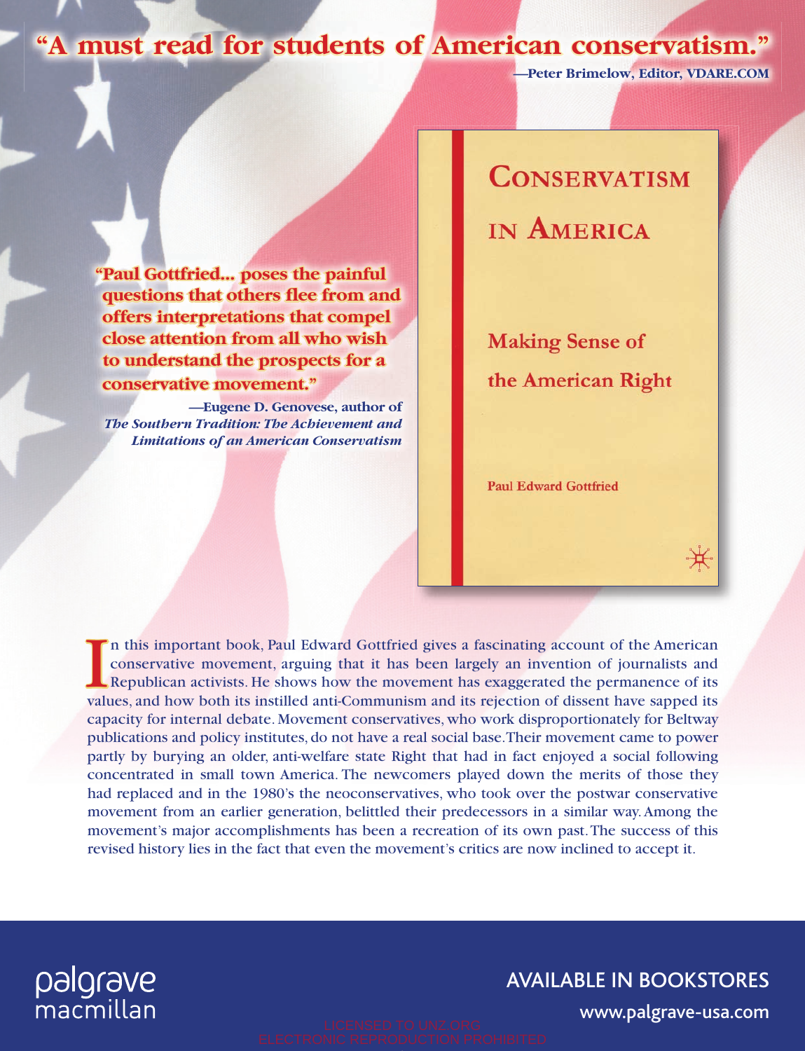# "A must read for students of American conservatism."

**—Peter Brimelow, Editor, VDARE.COM**

**"Paul Gottfried... poses the painful questions that others flee from and offers interpretations that compel close attention from all who wish to understand the prospects for a conservative movement."**

**—Eugene D. Genovese, author of *The Southern Tradition: The Achievement and Limitations of an American Conservatism***

## CONSERVATISM IN AMERICA

### Making Sense of the American Right

Paul Edward Gottfried

In this important book, Paul Edward Gottfried gives a fascinating account of the American conservative movement, arguing that it has been largely an invention of journalists and Republican activists. He shows how the movement has exaggerated the permanence of its values, and how both its instilled anti-Communism and its rejection of dissent have sapped its capacity for internal debate. Movement conservatives, who work disproportionately for Beltway publications and policy institutes, do not have a real social base. Their movement came to power partly by burying an older, anti-welfare state Right that had in fact enjoyed a social following concentrated in small town America. The newcomers played down the merits of those they had replaced and in the 1980's the neoconservatives, who took over the postwar conservative movement from an earlier generation, belittled their predecessors in a similar way. Among the movement's major accomplishments has been a recreation of its own past. The success of this revised history lies in the fact that even the movement's critics are now inclined to accept it.

palgrave macmillan

AVAILABLE IN BOOKSTORES

www.palgrave-usa.com

LICENSED TO UNZ.ORG
ELECTRONIC REPRODUCTION PROHIBITED